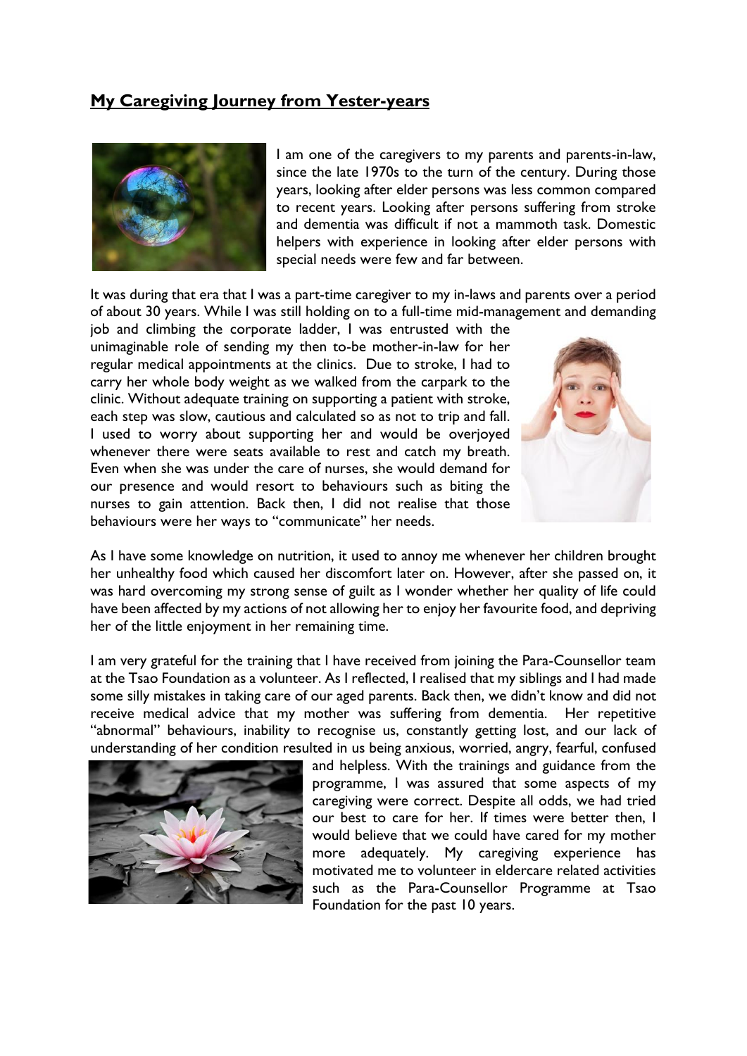## **My Caregiving Journey from Yester-years**

I am one of the caregivers to my parents and parents-in-law, since the late 1970s to the turn of the century. During those years, looking after elder persons was less common compared to recent years. Looking after persons suffering from stroke and dementia was difficult if not a mammoth task. Domestic helpers with experience in looking after elder persons with special needs were few and far between.

It was during that era that I was a part-time caregiver to my in-laws and parents over a period of about 30 years. While I was still holding on to a full-time mid-management and demanding job and climbing the corporate ladder, I was entrusted with the unimaginable role of sending my then to-be mother-in-law for her regular medical appointments at the clinics. Due to stroke, I had to carry her whole body weight as we walked from the carpark to the clinic. Without adequate training on supporting a patient with stroke, each step was slow, cautious and calculated so as not to trip and fall. I used to worry about supporting her and would be overjoyed whenever there were seats available to rest and catch my breath. Even when she was under the care of nurses, she would demand for our presence and would resort to behaviours such as biting the nurses to gain attention. Back then, I did not realise that those behaviours were her ways to "communicate" her needs.

As I have some knowledge on nutrition, it used to annoy me whenever her children brought her unhealthy food which caused her discomfort later on. However, after she passed on, it was hard overcoming my strong sense of guilt as I wonder whether her quality of life could have been affected by my actions of not allowing her to enjoy her favourite food, and depriving her of the little enjoyment in her remaining time.

I am very grateful for the training that I have received from joining the Para-Counsellor team at the Tsao Foundation as a volunteer. As I reflected, I realised that my siblings and I had made some silly mistakes in taking care of our aged parents. Back then, we didn't know and did not receive medical advice that my mother was suffering from dementia. Her repetitive "abnormal" behaviours, inability to recognise us, constantly getting lost, and our lack of understanding of her condition resulted in us being anxious, worried, angry, fearful, confused and helpless. With the trainings and guidance from the programme, I was assured that some aspects of my caregiving were correct. Despite all odds, we had tried our best to care for her. If times were better then, I would believe that we could have cared for my mother more adequately. My caregiving experience has motivated me to volunteer in eldercare related activities such as the Para-Counsellor Programme at Tsao Foundation for the past 10 years.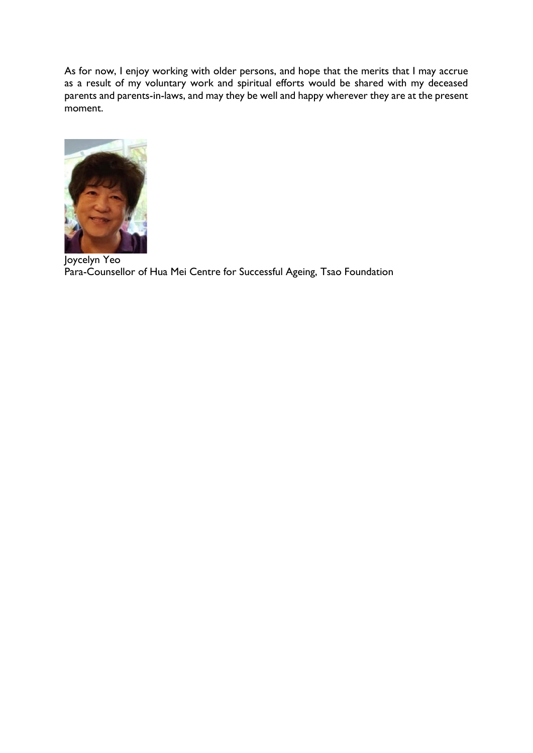As for now, I enjoy working with older persons, and hope that the merits that I may accrue as a result of my voluntary work and spiritual efforts would be shared with my deceased parents and parents-in-laws, and may they be well and happy wherever they are at the present moment.

Joycelyn Yeo
Para-Counsellor of Hua Mei Centre for Successful Ageing, Tsao Foundation